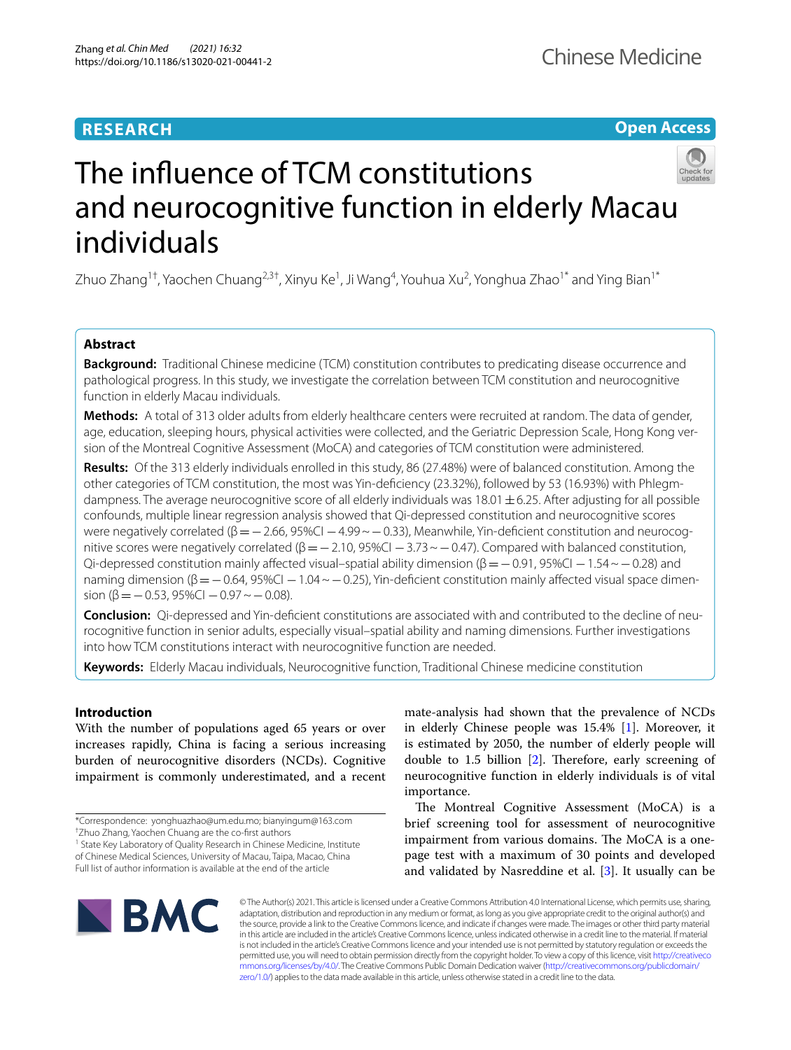RESEARCH

Open Access

# The influence of TCM constitutions and neurocognitive function in elderly Macau individuals

Zhuo Zhang[1†], Yaochen Chuang[2,3†], Xinyu Ke[1], Ji Wang[4], Youhua Xu[2], Yonghua Zhao[1*] and Ying Bian[1*]

## Abstract

**Background:** Traditional Chinese medicine (TCM) constitution contributes to predicating disease occurrence and pathological progress. In this study, we investigate the correlation between TCM constitution and neurocognitive function in elderly Macau individuals.

**Methods:** A total of 313 older adults from elderly healthcare centers were recruited at random. The data of gender, age, education, sleeping hours, physical activities were collected, and the Geriatric Depression Scale, Hong Kong version of the Montreal Cognitive Assessment (MoCA) and categories of TCM constitution were administered.

**Results:** Of the 313 elderly individuals enrolled in this study, 86 (27.48%) were of balanced constitution. Among the other categories of TCM constitution, the most was Yin-deficiency (23.32%), followed by 53 (16.93%) with Phlegm-dampness. The average neurocognitive score of all elderly individuals was $18.01 \pm 6.25$. After adjusting for all possible confounds, multiple linear regression analysis showed that Qi-depressed constitution and neurocognitive scores were negatively correlated ($\beta = -2.66$, 95%CI $-4.99 \sim -0.33$), Meanwhile, Yin-deficient constitution and neurocognitive scores were negatively correlated ($\beta = -2.10$, 95%CI $-3.73 \sim -0.47$). Compared with balanced constitution, Qi-depressed constitution mainly affected visual–spatial ability dimension ($\beta = -0.91$, 95%CI $-1.54 \sim -0.28$) and naming dimension ($\beta = -0.64$, 95%CI $-1.04 \sim -0.25$), Yin-deficient constitution mainly affected visual space dimension ($\beta = -0.53$, 95%CI $-0.97 \sim -0.08$).

**Conclusion:** Qi-depressed and Yin-deficient constitutions are associated with and contributed to the decline of neurocognitive function in senior adults, especially visual–spatial ability and naming dimensions. Further investigations into how TCM constitutions interact with neurocognitive function are needed.

**Keywords:** Elderly Macau individuals, Neurocognitive function, Traditional Chinese medicine constitution

## Introduction

With the number of populations aged 65 years or over increases rapidly, China is facing a serious increasing burden of neurocognitive disorders (NCDs). Cognitive impairment is commonly underestimated, and a recent mate-analysis had shown that the prevalence of NCDs in elderly Chinese people was 15.4% [1]. Moreover, it is estimated by 2050, the number of elderly people will double to 1.5 billion [2]. Therefore, early screening of neurocognitive function in elderly individuals is of vital importance.

The Montreal Cognitive Assessment (MoCA) is a brief screening tool for assessment of neurocognitive impairment from various domains. The MoCA is a one-page test with a maximum of 30 points and developed and validated by Nasreddine et al. [3]. It usually can be

*Correspondence: yonghuazhao@um.edu.mo; bianyingum@163.com
†Zhuo Zhang, Yaochen Chuang are the co-first authors
[1] State Key Laboratory of Quality Research in Chinese Medicine, Institute of Chinese Medical Sciences, University of Macau, Taipa, Macao, China
Full list of author information is available at the end of the article

© The Author(s) 2021. This article is licensed under a Creative Commons Attribution 4.0 International License, which permits use, sharing, adaptation, distribution and reproduction in any medium or format, as long as you give appropriate credit to the original author(s) and the source, provide a link to the Creative Commons licence, and indicate if changes were made. The images or other third party material in this article are included in the article's Creative Commons licence, unless indicated otherwise in a credit line to the material. If material is not included in the article's Creative Commons licence and your intended use is not permitted by statutory regulation or exceeds the permitted use, you will need to obtain permission directly from the copyright holder. To view a copy of this licence, visit http://creativecommons.org/licenses/by/4.0/. The Creative Commons Public Domain Dedication waiver (http://creativecommons.org/publicdomain/zero/1.0/) applies to the data made available in this article, unless otherwise stated in a credit line to the data.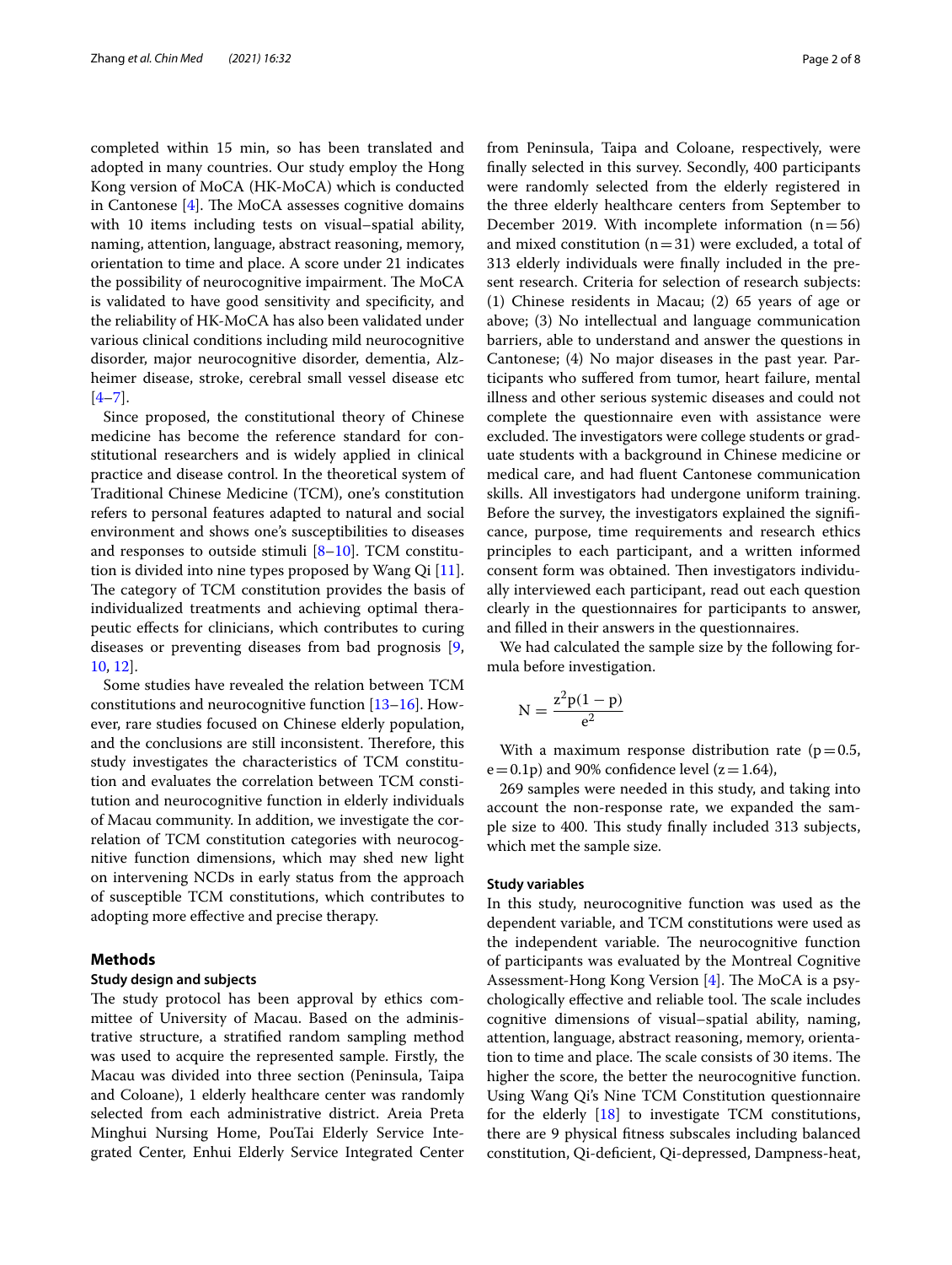completed within 15 min, so has been translated and adopted in many countries. Our study employ the Hong Kong version of MoCA (HK-MoCA) which is conducted in Cantonese [4]. The MoCA assesses cognitive domains with 10 items including tests on visual–spatial ability, naming, attention, language, abstract reasoning, memory, orientation to time and place. A score under 21 indicates the possibility of neurocognitive impairment. The MoCA is validated to have good sensitivity and specificity, and the reliability of HK-MoCA has also been validated under various clinical conditions including mild neurocognitive disorder, major neurocognitive disorder, dementia, Alzheimer disease, stroke, cerebral small vessel disease etc [4–7].

Since proposed, the constitutional theory of Chinese medicine has become the reference standard for constitutional researchers and is widely applied in clinical practice and disease control. In the theoretical system of Traditional Chinese Medicine (TCM), one's constitution refers to personal features adapted to natural and social environment and shows one's susceptibilities to diseases and responses to outside stimuli [8–10]. TCM constitution is divided into nine types proposed by Wang Qi [11]. The category of TCM constitution provides the basis of individualized treatments and achieving optimal therapeutic effects for clinicians, which contributes to curing diseases or preventing diseases from bad prognosis [9, 10, 12].

Some studies have revealed the relation between TCM constitutions and neurocognitive function [13–16]. However, rare studies focused on Chinese elderly population, and the conclusions are still inconsistent. Therefore, this study investigates the characteristics of TCM constitution and evaluates the correlation between TCM constitution and neurocognitive function in elderly individuals of Macau community. In addition, we investigate the correlation of TCM constitution categories with neurocognitive function dimensions, which may shed new light on intervening NCDs in early status from the approach of susceptible TCM constitutions, which contributes to adopting more effective and precise therapy.

## Methods

### Study design and subjects

The study protocol has been approval by ethics committee of University of Macau. Based on the administrative structure, a stratified random sampling method was used to acquire the represented sample. Firstly, the Macau was divided into three section (Peninsula, Taipa and Coloane), 1 elderly healthcare center was randomly selected from each administrative district. Areia Preta Minghui Nursing Home, PouTai Elderly Service Integrated Center, Enhui Elderly Service Integrated Center from Peninsula, Taipa and Coloane, respectively, were finally selected in this survey. Secondly, 400 participants were randomly selected from the elderly registered in the three elderly healthcare centers from September to December 2019. With incomplete information ($n = 56$) and mixed constitution ($n = 31$) were excluded, a total of 313 elderly individuals were finally included in the present research. Criteria for selection of research subjects: (1) Chinese residents in Macau; (2) 65 years of age or above; (3) No intellectual and language communication barriers, able to understand and answer the questions in Cantonese; (4) No major diseases in the past year. Participants who suffered from tumor, heart failure, mental illness and other serious systemic diseases and could not complete the questionnaire even with assistance were excluded. The investigators were college students or graduate students with a background in Chinese medicine or medical care, and had fluent Cantonese communication skills. All investigators had undergone uniform training. Before the survey, the investigators explained the significance, purpose, time requirements and research ethics principles to each participant, and a written informed consent form was obtained. Then investigators individually interviewed each participant, read out each question clearly in the questionnaires for participants to answer, and filled in their answers in the questionnaires.

We had calculated the sample size by the following formula before investigation.

$$N = \frac{z^2 p(1 - p)}{e^2}$$

With a maximum response distribution rate ($p = 0.5$, $e = 0.1p$) and 90% confidence level ($z = 1.64$),

269 samples were needed in this study, and taking into account the non-response rate, we expanded the sample size to 400. This study finally included 313 subjects, which met the sample size.

### Study variables

In this study, neurocognitive function was used as the dependent variable, and TCM constitutions were used as the independent variable. The neurocognitive function of participants was evaluated by the Montreal Cognitive Assessment-Hong Kong Version [4]. The MoCA is a psychologically effective and reliable tool. The scale includes cognitive dimensions of visual–spatial ability, naming, attention, language, abstract reasoning, memory, orientation to time and place. The scale consists of 30 items. The higher the score, the better the neurocognitive function. Using Wang Qi's Nine TCM Constitution questionnaire for the elderly [18] to investigate TCM constitutions, there are 9 physical fitness subscales including balanced constitution, Qi-deficient, Qi-depressed, Dampness-heat,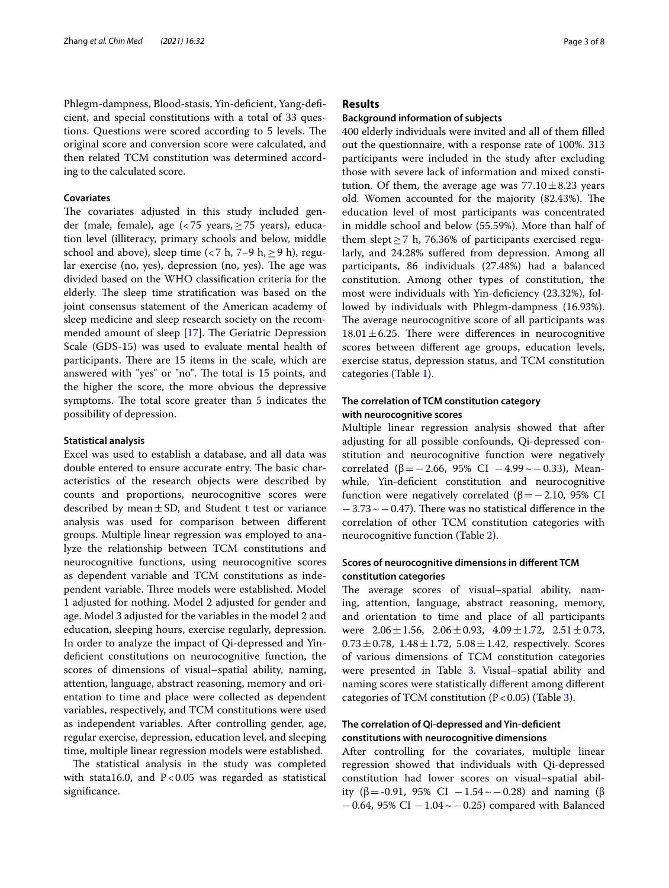Phlegm-dampness, Blood-stasis, Yin-deficient, Yang-deficient, and special constitutions with a total of 33 questions. Questions were scored according to 5 levels. The original score and conversion score were calculated, and then related TCM constitution was determined according to the calculated score.

### Covariates

The covariates adjusted in this study included gender (male, female), age (<75 years, ≥75 years), education level (illiteracy, primary schools and below, middle school and above), sleep time (<7 h, 7–9 h, ≥9 h), regular exercise (no, yes), depression (no, yes). The age was divided based on the WHO classification criteria for the elderly. The sleep time stratification was based on the joint consensus statement of the American academy of sleep medicine and sleep research society on the recommended amount of sleep [17]. The Geriatric Depression Scale (GDS-15) was used to evaluate mental health of participants. There are 15 items in the scale, which are answered with "yes" or "no". The total is 15 points, and the higher the score, the more obvious the depressive symptoms. The total score greater than 5 indicates the possibility of depression.

### Statistical analysis

Excel was used to establish a database, and all data was double entered to ensure accurate entry. The basic characteristics of the research objects were described by counts and proportions, neurocognitive scores were described by mean ± SD, and Student t test or variance analysis was used for comparison between different groups. Multiple linear regression was employed to analyze the relationship between TCM constitutions and neurocognitive functions, using neurocognitive scores as dependent variable and TCM constitutions as independent variable. Three models were established. Model 1 adjusted for nothing. Model 2 adjusted for gender and age. Model 3 adjusted for the variables in the model 2 and education, sleeping hours, exercise regularly, depression. In order to analyze the impact of Qi-depressed and Yin-deficient constitutions on neurocognitive function, the scores of dimensions of visual–spatial ability, naming, attention, language, abstract reasoning, memory and orientation to time and place were collected as dependent variables, respectively, and TCM constitutions were used as independent variables. After controlling gender, age, regular exercise, depression, education level, and sleeping time, multiple linear regression models were established.

The statistical analysis in the study was completed with stata16.0, and $P<0.05$ was regarded as statistical significance.

## Results

### Background information of subjects

400 elderly individuals were invited and all of them filled out the questionnaire, with a response rate of 100%. 313 participants were included in the study after excluding those with severe lack of information and mixed constitution. Of them, the average age was 77.10 ± 8.23 years old. Women accounted for the majority (82.43%). The education level of most participants was concentrated in middle school and below (55.59%). More than half of them slept ≥ 7 h, 76.36% of participants exercised regularly, and 24.28% suffered from depression. Among all participants, 86 individuals (27.48%) had a balanced constitution. Among other types of constitution, the most were individuals with Yin-deficiency (23.32%), followed by individuals with Phlegm-dampness (16.93%). The average neurocognitive score of all participants was 18.01 ± 6.25. There were differences in neurocognitive scores between different age groups, education levels, exercise status, depression status, and TCM constitution categories (Table 1).

### The correlation of TCM constitution category with neurocognitive scores

Multiple linear regression analysis showed that after adjusting for all possible confounds, Qi-depressed constitution and neurocognitive function were negatively correlated ($\beta=-2.66$, 95% CI $-4.99\sim-0.33$), Meanwhile, Yin-deficient constitution and neurocognitive function were negatively correlated ($\beta=-2.10$, 95% CI $-3.73\sim-0.47$). There was no statistical difference in the correlation of other TCM constitution categories with neurocognitive function (Table 2).

### Scores of neurocognitive dimensions in different TCM constitution categories

The average scores of visual–spatial ability, naming, attention, language, abstract reasoning, memory, and orientation to time and place of all participants were 2.06 ± 1.56, 2.06 ± 0.93, 4.09 ± 1.72, 2.51 ± 0.73, 0.73 ± 0.78, 1.48 ± 1.72, 5.08 ± 1.42, respectively. Scores of various dimensions of TCM constitution categories were presented in Table 3. Visual–spatial ability and naming scores were statistically different among different categories of TCM constitution ($P<0.05$) (Table 3).

### The correlation of Qi-depressed and Yin-deficient constitutions with neurocognitive dimensions

After controlling for the covariates, multiple linear regression showed that individuals with Qi-depressed constitution had lower scores on visual–spatial ability ($\beta=-0.91$, 95% CI $-1.54\sim-0.28$) and naming ($\beta$ $-0.64$, 95% CI $-1.04\sim-0.25$) compared with Balanced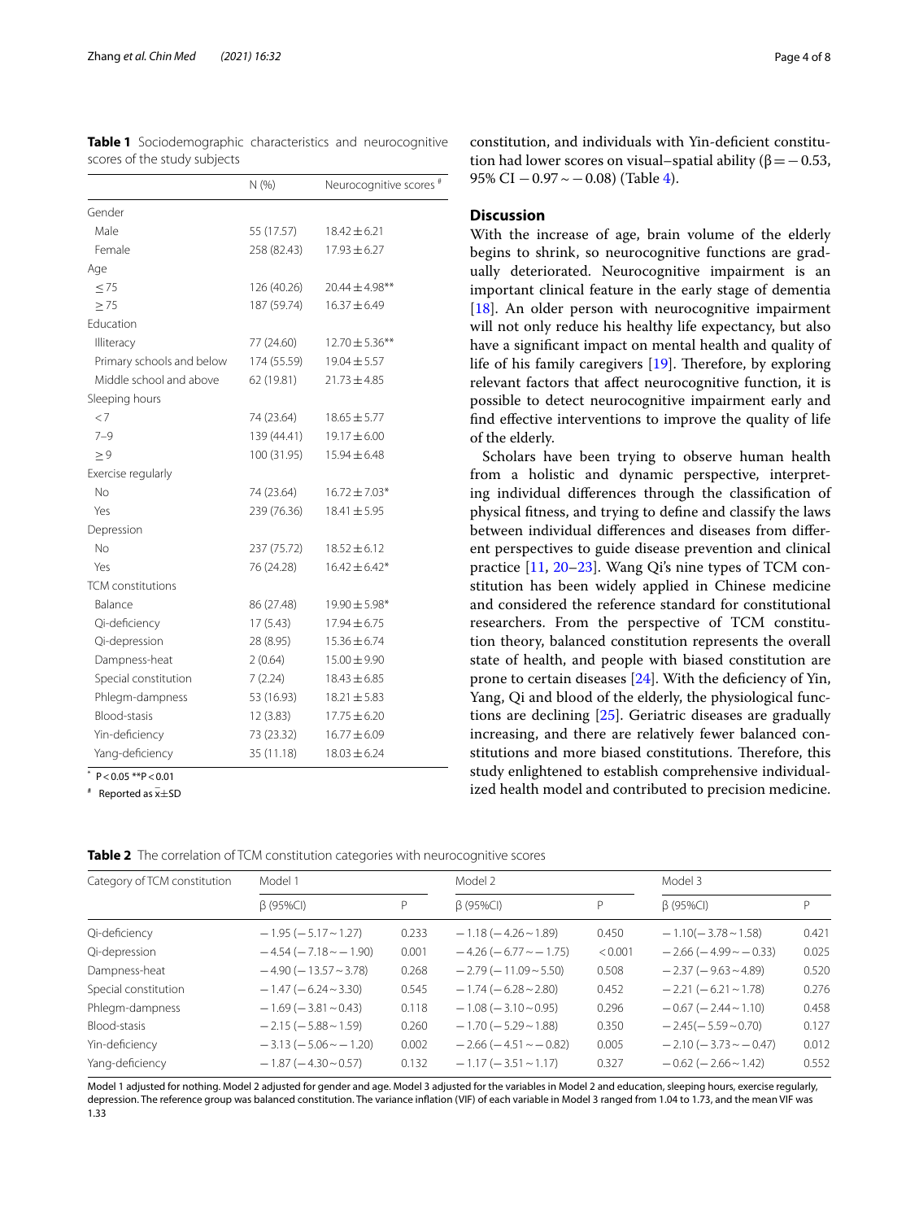**Table 1** Sociodemographic characteristics and neurocognitive scores of the study subjects

| | N (%) | Neurocognitive scores # |
|---|---|---|
| Gender | | |
| Male | 55 (17.57) | 18.42 ± 6.21 |
| Female | 258 (82.43) | 17.93 ± 6.27 |
| Age | | |
| ≤ 75 | 126 (40.26) | 20.44 ± 4.98** |
| ≥ 75 | 187 (59.74) | 16.37 ± 6.49 |
| Education | | |
| Illiteracy | 77 (24.60) | 12.70 ± 5.36** |
| Primary schools and below | 174 (55.59) | 19.04 ± 5.57 |
| Middle school and above | 62 (19.81) | 21.73 ± 4.85 |
| Sleeping hours | | |
| < 7 | 74 (23.64) | 18.65 ± 5.77 |
| 7–9 | 139 (44.41) | 19.17 ± 6.00 |
| ≥ 9 | 100 (31.95) | 15.94 ± 6.48 |
| Exercise regularly | | |
| No | 74 (23.64) | 16.72 ± 7.03* |
| Yes | 239 (76.36) | 18.41 ± 5.95 |
| Depression | | |
| No | 237 (75.72) | 18.52 ± 6.12 |
| Yes | 76 (24.28) | 16.42 ± 6.42* |
| TCM constitutions | | |
| Balance | 86 (27.48) | 19.90 ± 5.98* |
| Qi-deficiency | 17 (5.43) | 17.94 ± 6.75 |
| Qi-depression | 28 (8.95) | 15.36 ± 6.74 |
| Dampness-heat | 2 (0.64) | 15.00 ± 9.90 |
| Special constitution | 7 (2.24) | 18.43 ± 6.85 |
| Phlegm-dampness | 53 (16.93) | 18.21 ± 5.83 |
| Blood-stasis | 12 (3.83) | 17.75 ± 6.20 |
| Yin-deficiency | 73 (23.32) | 16.77 ± 6.09 |
| Yang-deficiency | 35 (11.18) | 18.03 ± 6.24 |

* $P < 0.05$ ** $P < 0.01$

# Reported as $\bar{x} \pm SD$

constitution, and individuals with Yin-deficient constitution had lower scores on visual–spatial ability (β = −0.53, 95% CI −0.97 ~ −0.08) (Table 4).

## Discussion

With the increase of age, brain volume of the elderly begins to shrink, so neurocognitive functions are gradually deteriorated. Neurocognitive impairment is an important clinical feature in the early stage of dementia [18]. An older person with neurocognitive impairment will not only reduce his healthy life expectancy, but also have a significant impact on mental health and quality of life of his family caregivers [19]. Therefore, by exploring relevant factors that affect neurocognitive function, it is possible to detect neurocognitive impairment early and find effective interventions to improve the quality of life of the elderly.

Scholars have been trying to observe human health from a holistic and dynamic perspective, interpreting individual differences through the classification of physical fitness, and trying to define and classify the laws between individual differences and diseases from different perspectives to guide disease prevention and clinical practice [11, 20–23]. Wang Qi's nine types of TCM constitution has been widely applied in Chinese medicine and considered the reference standard for constitutional researchers. From the perspective of TCM constitution theory, balanced constitution represents the overall state of health, and people with biased constitution are prone to certain diseases [24]. With the deficiency of Yin, Yang, Qi and blood of the elderly, the physiological functions are declining [25]. Geriatric diseases are gradually increasing, and there are relatively fewer balanced constitutions and more biased constitutions. Therefore, this study enlightened to establish comprehensive individualized health model and contributed to precision medicine.

**Table 2** The correlation of TCM constitution categories with neurocognitive scores

| Category of TCM constitution | Model 1 | | Model 2 | | Model 3 | |
|---|---|---|---|---|---|---|
| | β (95%CI) | P | β (95%CI) | P | β (95%CI) | P |
| Qi-deficiency | −1.95 (−5.17 ~ 1.27) | 0.233 | −1.18 (−4.26 ~ 1.89) | 0.450 | −1.10(−3.78 ~ 1.58) | 0.421 |
| Qi-depression | −4.54 (−7.18 ~ −1.90) | 0.001 | −4.26 (−6.77 ~ −1.75) | < 0.001 | −2.66 (−4.99 ~ −0.33) | 0.025 |
| Dampness-heat | −4.90 (−13.57 ~ 3.78) | 0.268 | −2.79 (−11.09 ~ 5.50) | 0.508 | −2.37 (−9.63 ~ 4.89) | 0.520 |
| Special constitution | −1.47 (−6.24 ~ 3.30) | 0.545 | −1.74 (−6.28 ~ 2.80) | 0.452 | −2.21 (−6.21 ~ 1.78) | 0.276 |
| Phlegm-dampness | −1.69 (−3.81 ~ 0.43) | 0.118 | −1.08 (−3.10 ~ 0.95) | 0.296 | −0.67 (−2.44 ~ 1.10) | 0.458 |
| Blood-stasis | −2.15 (−5.88 ~ 1.59) | 0.260 | −1.70 (−5.29 ~ 1.88) | 0.350 | −2.45(−5.59 ~ 0.70) | 0.127 |
| Yin-deficiency | −3.13 (−5.06 ~ −1.20) | 0.002 | −2.66 (−4.51 ~ −0.82) | 0.005 | −2.10 (−3.73 ~ −0.47) | 0.012 |
| Yang-deficiency | −1.87 (−4.30 ~ 0.57) | 0.132 | −1.17 (−3.51 ~ 1.17) | 0.327 | −0.62 (−2.66 ~ 1.42) | 0.552 |

Model 1 adjusted for nothing. Model 2 adjusted for gender and age. Model 3 adjusted for the variables in Model 2 and education, sleeping hours, exercise regularly, depression. The reference group was balanced constitution. The variance inflation (VIF) of each variable in Model 3 ranged from 1.04 to 1.73, and the mean VIF was 1.33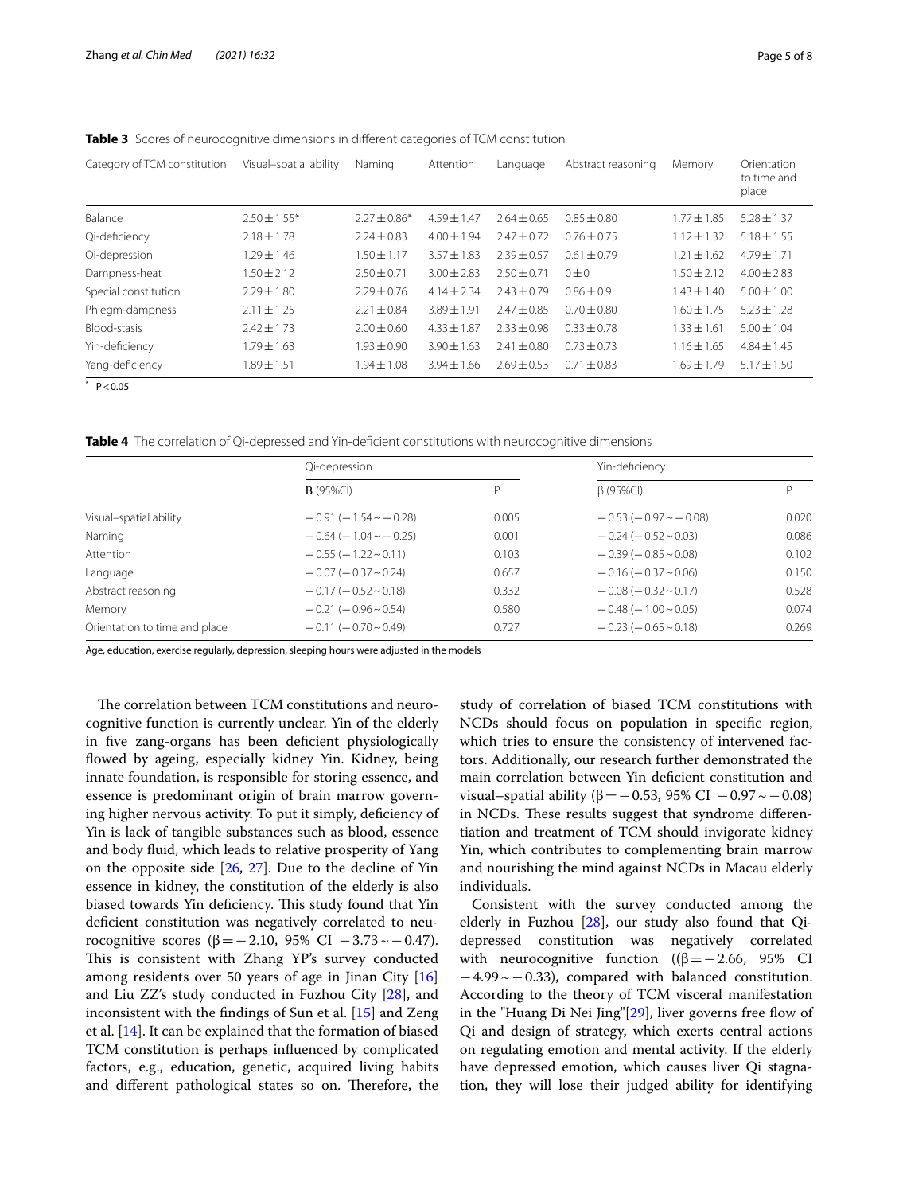**Table 3** Scores of neurocognitive dimensions in different categories of TCM constitution

| Category of TCM constitution | Visual–spatial ability | Naming | Attention | Language | Abstract reasoning | Memory | Orientation to time and place |
|---|---|---|---|---|---|---|---|
| Balance | 2.50 ± 1.55* | 2.27 ± 0.86* | 4.59 ± 1.47 | 2.64 ± 0.65 | 0.85 ± 0.80 | 1.77 ± 1.85 | 5.28 ± 1.37 |
| Qi-deficiency | 2.18 ± 1.78 | 2.24 ± 0.83 | 4.00 ± 1.94 | 2.47 ± 0.72 | 0.76 ± 0.75 | 1.12 ± 1.32 | 5.18 ± 1.55 |
| Qi-depression | 1.29 ± 1.46 | 1.50 ± 1.17 | 3.57 ± 1.83 | 2.39 ± 0.57 | 0.61 ± 0.79 | 1.21 ± 1.62 | 4.79 ± 1.71 |
| Dampness-heat | 1.50 ± 2.12 | 2.50 ± 0.71 | 3.00 ± 2.83 | 2.50 ± 0.71 | 0 ± 0 | 1.50 ± 2.12 | 4.00 ± 2.83 |
| Special constitution | 2.29 ± 1.80 | 2.29 ± 0.76 | 4.14 ± 2.34 | 2.43 ± 0.79 | 0.86 ± 0.9 | 1.43 ± 1.40 | 5.00 ± 1.00 |
| Phlegm-dampness | 2.11 ± 1.25 | 2.21 ± 0.84 | 3.89 ± 1.91 | 2.47 ± 0.85 | 0.70 ± 0.80 | 1.60 ± 1.75 | 5.23 ± 1.28 |
| Blood-stasis | 2.42 ± 1.73 | 2.00 ± 0.60 | 4.33 ± 1.87 | 2.33 ± 0.98 | 0.33 ± 0.78 | 1.33 ± 1.61 | 5.00 ± 1.04 |
| Yin-deficiency | 1.79 ± 1.63 | 1.93 ± 0.90 | 3.90 ± 1.63 | 2.41 ± 0.80 | 0.73 ± 0.73 | 1.16 ± 1.65 | 4.84 ± 1.45 |
| Yang-deficiency | 1.89 ± 1.51 | 1.94 ± 1.08 | 3.94 ± 1.66 | 2.69 ± 0.53 | 0.71 ± 0.83 | 1.69 ± 1.79 | 5.17 ± 1.50 |

* $P < 0.05$

**Table 4** The correlation of Qi-depressed and Yin-deficient constitutions with neurocognitive dimensions

| | Qi-depression | | Yin-deficiency | |
|---|---|---|---|---|
| | **B** (95%CI) | P | β (95%CI) | P |
| Visual–spatial ability | −0.91 (−1.54 ~ −0.28) | 0.005 | −0.53 (−0.97 ~ −0.08) | 0.020 |
| Naming | −0.64 (−1.04 ~ −0.25) | 0.001 | −0.24 (−0.52 ~ 0.03) | 0.086 |
| Attention | −0.55 (−1.22 ~ 0.11) | 0.103 | −0.39 (−0.85 ~ 0.08) | 0.102 |
| Language | −0.07 (−0.37 ~ 0.24) | 0.657 | −0.16 (−0.37 ~ 0.06) | 0.150 |
| Abstract reasoning | −0.17 (−0.52 ~ 0.18) | 0.332 | −0.08 (−0.32 ~ 0.17) | 0.528 |
| Memory | −0.21 (−0.96 ~ 0.54) | 0.580 | −0.48 (−1.00 ~ 0.05) | 0.074 |
| Orientation to time and place | −0.11 (−0.70 ~ 0.49) | 0.727 | −0.23 (−0.65 ~ 0.18) | 0.269 |

Age, education, exercise regularly, depression, sleeping hours were adjusted in the models

The correlation between TCM constitutions and neurocognitive function is currently unclear. Yin of the elderly in five zang-organs has been deficient physiologically flowed by ageing, especially kidney Yin. Kidney, being innate foundation, is responsible for storing essence, and essence is predominant origin of brain marrow governing higher nervous activity. To put it simply, deficiency of Yin is lack of tangible substances such as blood, essence and body fluid, which leads to relative prosperity of Yang on the opposite side [26, 27]. Due to the decline of Yin essence in kidney, the constitution of the elderly is also biased towards Yin deficiency. This study found that Yin deficient constitution was negatively correlated to neurocognitive scores (β = −2.10, 95% CI −3.73 ~ −0.47). This is consistent with Zhang YP's survey conducted among residents over 50 years of age in Jinan City [16] and Liu ZZ's study conducted in Fuzhou City [28], and inconsistent with the findings of Sun et al. [15] and Zeng et al. [14]. It can be explained that the formation of biased TCM constitution is perhaps influenced by complicated factors, e.g., education, genetic, acquired living habits and different pathological states so on. Therefore, the study of correlation of biased TCM constitutions with NCDs should focus on population in specific region, which tries to ensure the consistency of intervened factors. Additionally, our research further demonstrated the main correlation between Yin deficient constitution and visual–spatial ability (β = −0.53, 95% CI −0.97 ~ −0.08) in NCDs. These results suggest that syndrome differentiation and treatment of TCM should invigorate kidney Yin, which contributes to complementing brain marrow and nourishing the mind against NCDs in Macau elderly individuals.

Consistent with the survey conducted among the elderly in Fuzhou [28], our study also found that Qi-depressed constitution was negatively correlated with neurocognitive function ((β = −2.66, 95% CI −4.99 ~ −0.33), compared with balanced constitution. According to the theory of TCM visceral manifestation in the "Huang Di Nei Jing"[29], liver governs free flow of Qi and design of strategy, which exerts central actions on regulating emotion and mental activity. If the elderly have depressed emotion, which causes liver Qi stagnation, they will lose their judged ability for identifying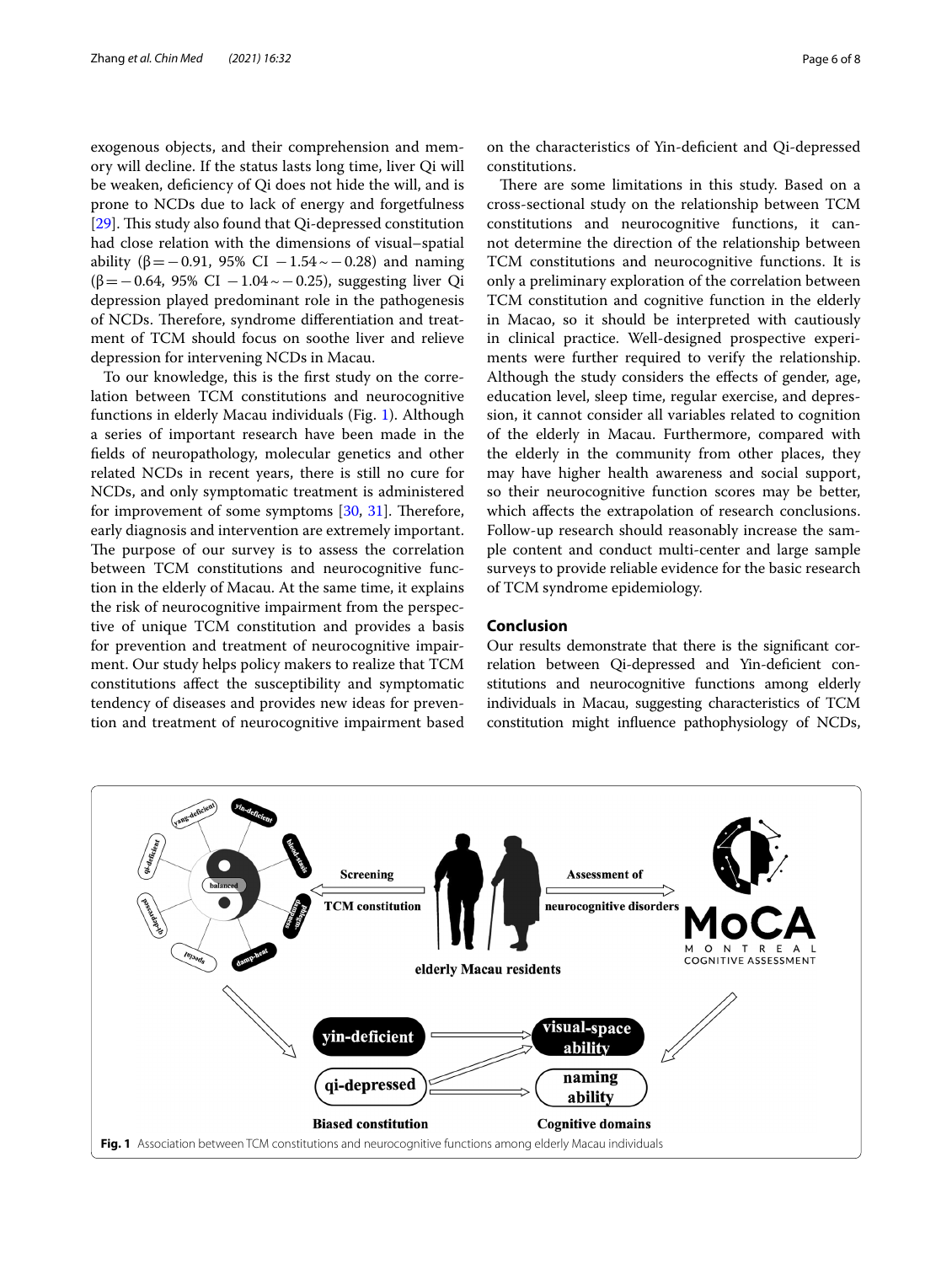exogenous objects, and their comprehension and memory will decline. If the status lasts long time, liver Qi will be weaken, deficiency of Qi does not hide the will, and is prone to NCDs due to lack of energy and forgetfulness [29]. This study also found that Qi-depressed constitution had close relation with the dimensions of visual–spatial ability ($\beta = -0.91$, 95% CI $-1.54 \sim -0.28$) and naming ($\beta = -0.64$, 95% CI $-1.04 \sim -0.25$), suggesting liver Qi depression played predominant role in the pathogenesis of NCDs. Therefore, syndrome differentiation and treatment of TCM should focus on soothe liver and relieve depression for intervening NCDs in Macau.

To our knowledge, this is the first study on the correlation between TCM constitutions and neurocognitive functions in elderly Macau individuals (Fig. 1). Although a series of important research have been made in the fields of neuropathology, molecular genetics and other related NCDs in recent years, there is still no cure for NCDs, and only symptomatic treatment is administered for improvement of some symptoms [30, 31]. Therefore, early diagnosis and intervention are extremely important. The purpose of our survey is to assess the correlation between TCM constitutions and neurocognitive function in the elderly of Macau. At the same time, it explains the risk of neurocognitive impairment from the perspective of unique TCM constitution and provides a basis for prevention and treatment of neurocognitive impairment. Our study helps policy makers to realize that TCM constitutions affect the susceptibility and symptomatic tendency of diseases and provides new ideas for prevention and treatment of neurocognitive impairment based on the characteristics of Yin-deficient and Qi-depressed constitutions.

There are some limitations in this study. Based on a cross-sectional study on the relationship between TCM constitutions and neurocognitive functions, it cannot determine the direction of the relationship between TCM constitutions and neurocognitive functions. It is only a preliminary exploration of the correlation between TCM constitution and cognitive function in the elderly in Macao, so it should be interpreted with cautiously in clinical practice. Well-designed prospective experiments were further required to verify the relationship. Although the study considers the effects of gender, age, education level, sleep time, regular exercise, and depression, it cannot consider all variables related to cognition of the elderly in Macau. Furthermore, compared with the elderly in the community from other places, they may have higher health awareness and social support, so their neurocognitive function scores may be better, which affects the extrapolation of research conclusions. Follow-up research should reasonably increase the sample content and conduct multi-center and large sample surveys to provide reliable evidence for the basic research of TCM syndrome epidemiology.

## Conclusion

Our results demonstrate that there is the significant correlation between Qi-depressed and Yin-deficient constitutions and neurocognitive functions among elderly individuals in Macau, suggesting characteristics of TCM constitution might influence pathophysiology of NCDs,

**Fig. 1** Association between TCM constitutions and neurocognitive functions among elderly Macau individuals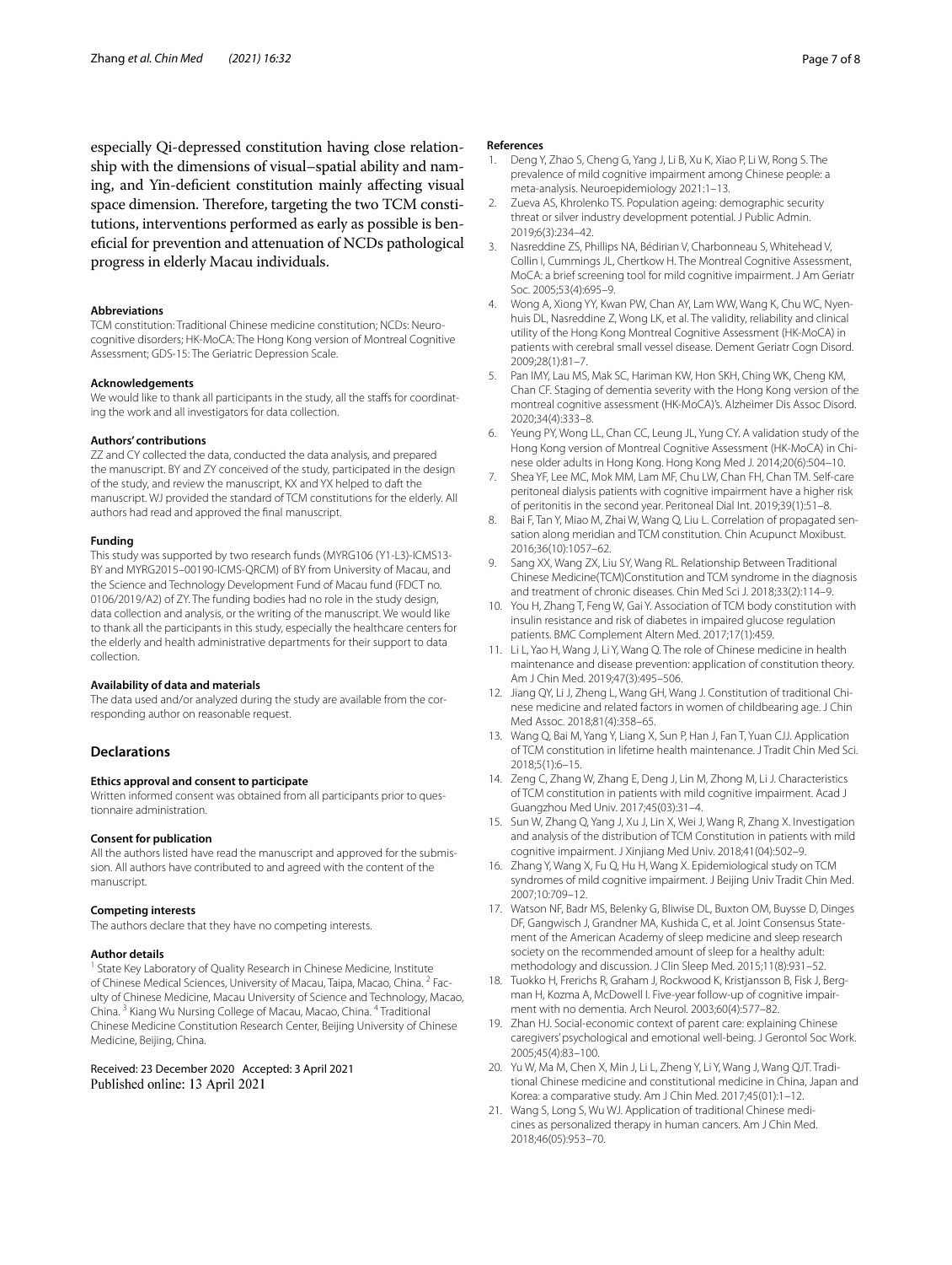especially Qi-depressed constitution having close relationship with the dimensions of visual–spatial ability and naming, and Yin-deficient constitution mainly affecting visual space dimension. Therefore, targeting the two TCM constitutions, interventions performed as early as possible is beneficial for prevention and attenuation of NCDs pathological progress in elderly Macau individuals.

#### Abbreviations
TCM constitution: Traditional Chinese medicine constitution; NCDs: Neurocognitive disorders; HK-MoCA: The Hong Kong version of Montreal Cognitive Assessment; GDS-15: The Geriatric Depression Scale.

#### Acknowledgements
We would like to thank all participants in the study, all the staffs for coordinating the work and all investigators for data collection.

#### Authors' contributions
ZZ and CY collected the data, conducted the data analysis, and prepared the manuscript. BY and ZY conceived of the study, participated in the design of the study, and review the manuscript, KX and YX helped to daft the manuscript. WJ provided the standard of TCM constitutions for the elderly. All authors had read and approved the final manuscript.

#### Funding
This study was supported by two research funds (MYRG106 (Y1-L3)-ICMS13-BY and MYRG2015–00190-ICMS-QRCM) of BY from University of Macau, and the Science and Technology Development Fund of Macau fund (FDCT no. 0106/2019/A2) of ZY. The funding bodies had no role in the study design, data collection and analysis, or the writing of the manuscript. We would like to thank all the participants in this study, especially the healthcare centers for the elderly and health administrative departments for their support to data collection.

#### Availability of data and materials
The data used and/or analyzed during the study are available from the corresponding author on reasonable request.

## Declarations

#### Ethics approval and consent to participate
Written informed consent was obtained from all participants prior to questionnaire administration.

#### Consent for publication
All the authors listed have read the manuscript and approved for the submission. All authors have contributed to and agreed with the content of the manuscript.

#### Competing interests
The authors declare that they have no competing interests.

#### Author details
[1] State Key Laboratory of Quality Research in Chinese Medicine, Institute of Chinese Medical Sciences, University of Macau, Taipa, Macao, China. [2] Faculty of Chinese Medicine, Macau University of Science and Technology, Macao, China. [3] Kiang Wu Nursing College of Macau, Macao, China. [4] Traditional Chinese Medicine Constitution Research Center, Beijing University of Chinese Medicine, Beijing, China.

Received: 23 December 2020 Accepted: 3 April 2021
Published online: 13 April 2021

#### References
1. Deng Y, Zhao S, Cheng G, Yang J, Li B, Xu K, Xiao P, Li W, Rong S. The prevalence of mild cognitive impairment among Chinese people: a meta-analysis. Neuroepidemiology 2021:1–13.
2. Zueva AS, Khrolenko TS. Population ageing: demographic security threat or silver industry development potential. J Public Admin. 2019;6(3):234–42.
3. Nasreddine ZS, Phillips NA, Bédirian V, Charbonneau S, Whitehead V, Collin I, Cummings JL, Chertkow H. The Montreal Cognitive Assessment, MoCA: a brief screening tool for mild cognitive impairment. J Am Geriatr Soc. 2005;53(4):695–9.
4. Wong A, Xiong YY, Kwan PW, Chan AY, Lam WW, Wang K, Chu WC, Nyenhuis DL, Nasreddine Z, Wong LK, et al. The validity, reliability and clinical utility of the Hong Kong Montreal Cognitive Assessment (HK-MoCA) in patients with cerebral small vessel disease. Dement Geriatr Cogn Disord. 2009;28(1):81–7.
5. Pan IMY, Lau MS, Mak SC, Hariman KW, Hon SKH, Ching WK, Cheng KM, Chan CF. Staging of dementia severity with the Hong Kong version of the montreal cognitive assessment (HK-MoCA)'s. Alzheimer Dis Assoc Disord. 2020;34(4):333–8.
6. Yeung PY, Wong LL, Chan CC, Leung JL, Yung CY. A validation study of the Hong Kong version of Montreal Cognitive Assessment (HK-MoCA) in Chinese older adults in Hong Kong. Hong Kong Med J. 2014;20(6):504–10.
7. Shea YF, Lee MC, Mok MM, Lam MF, Chu LW, Chan FH, Chan TM. Self-care peritoneal dialysis patients with cognitive impairment have a higher risk of peritonitis in the second year. Peritoneal Dial Int. 2019;39(1):51–8.
8. Bai F, Tan Y, Miao M, Zhai W, Wang Q, Liu L. Correlation of propagated sensation along meridian and TCM constitution. Chin Acupunct Moxibust. 2016;36(10):1057–62.
9. Sang XX, Wang ZX, Liu SY, Wang RL. Relationship Between Traditional Chinese Medicine(TCM)Constitution and TCM syndrome in the diagnosis and treatment of chronic diseases. Chin Med Sci J. 2018;33(2):114–9.
10. You H, Zhang T, Feng W, Gai Y. Association of TCM body constitution with insulin resistance and risk of diabetes in impaired glucose regulation patients. BMC Complement Altern Med. 2017;17(1):459.
11. Li L, Yao H, Wang J, Li Y, Wang Q. The role of Chinese medicine in health maintenance and disease prevention: application of constitution theory. Am J Chin Med. 2019;47(3):495–506.
12. Jiang QY, Li J, Zheng L, Wang GH, Wang J. Constitution of traditional Chinese medicine and related factors in women of childbearing age. J Chin Med Assoc. 2018;81(4):358–65.
13. Wang Q, Bai M, Yang Y, Liang X, Sun P, Han J, Fan T, Yuan CJJ. Application of TCM constitution in lifetime health maintenance. J Tradit Chin Med Sci. 2018;5(1):6–15.
14. Zeng C, Zhang W, Zhang E, Deng J, Lin M, Zhong M, Li J. Characteristics of TCM constitution in patients with mild cognitive impairment. Acad J Guangzhou Med Univ. 2017;45(03):31–4.
15. Sun W, Zhang Q, Yang J, Xu J, Lin X, Wei J, Wang R, Zhang X. Investigation and analysis of the distribution of TCM Constitution in patients with mild cognitive impairment. J Xinjiang Med Univ. 2018;41(04):502–9.
16. Zhang Y, Wang X, Fu Q, Hu H, Wang X. Epidemiological study on TCM syndromes of mild cognitive impairment. J Beijing Univ Tradit Chin Med. 2007;10:709–12.
17. Watson NF, Badr MS, Belenky G, Bliwise DL, Buxton OM, Buysse D, Dinges DF, Gangwisch J, Grandner MA, Kushida C, et al. Joint Consensus Statement of the American Academy of sleep medicine and sleep research society on the recommended amount of sleep for a healthy adult: methodology and discussion. J Clin Sleep Med. 2015;11(8):931–52.
18. Tuokko H, Frerichs R, Graham J, Rockwood K, Kristjansson B, Fisk J, Bergman H, Kozma A, McDowell I. Five-year follow-up of cognitive impairment with no dementia. Arch Neurol. 2003;60(4):577–82.
19. Zhan HJ. Social-economic context of parent care: explaining Chinese caregivers' psychological and emotional well-being. J Gerontol Soc Work. 2005;45(4):83–100.
20. Yu W, Ma M, Chen X, Min J, Li L, Zheng Y, Li Y, Wang J, Wang QJT. Traditional Chinese medicine and constitutional medicine in China, Japan and Korea: a comparative study. Am J Chin Med. 2017;45(01):1–12.
21. Wang S, Long S, Wu WJ. Application of traditional Chinese medicines as personalized therapy in human cancers. Am J Chin Med. 2018;46(05):953–70.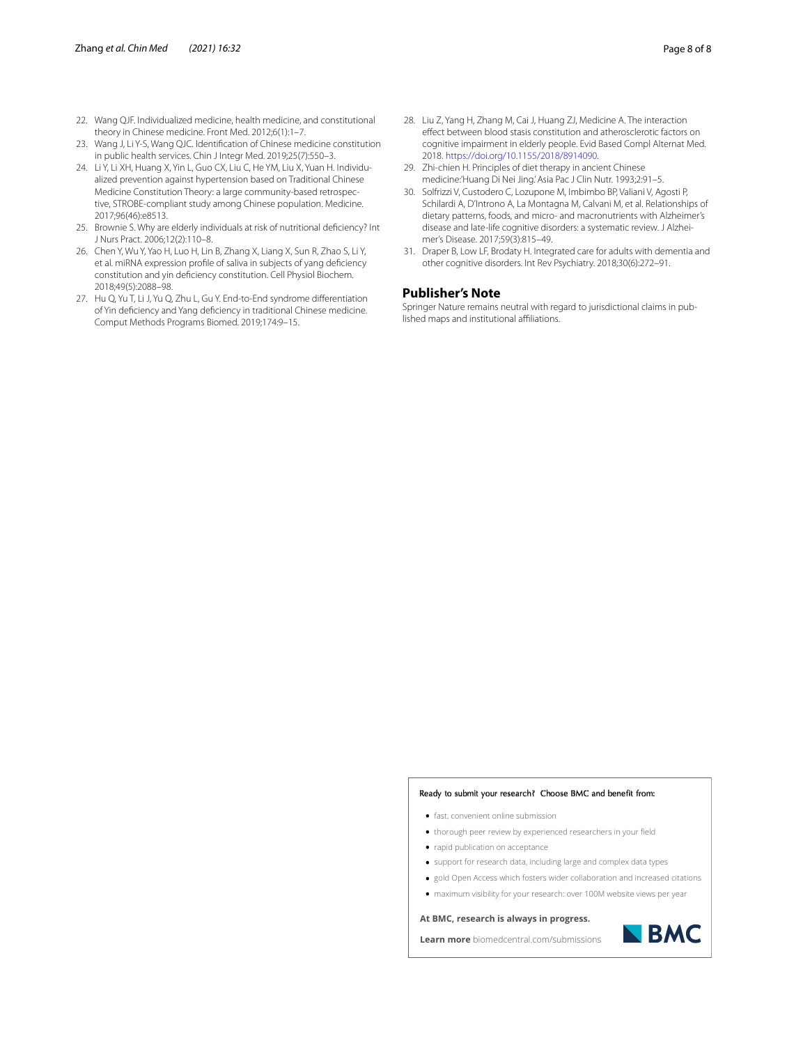22. Wang QJF. Individualized medicine, health medicine, and constitutional theory in Chinese medicine. Front Med. 2012;6(1):1–7.
23. Wang J, Li Y-S, Wang QJC. Identification of Chinese medicine constitution in public health services. Chin J Integr Med. 2019;25(7):550–3.
24. Li Y, Li XH, Huang X, Yin L, Guo CX, Liu C, He YM, Liu X, Yuan H. Individualized prevention against hypertension based on Traditional Chinese Medicine Constitution Theory: a large community-based retrospective, STROBE-compliant study among Chinese population. Medicine. 2017;96(46):e8513.
25. Brownie S. Why are elderly individuals at risk of nutritional deficiency? Int J Nurs Pract. 2006;12(2):110–8.
26. Chen Y, Wu Y, Yao H, Luo H, Lin B, Zhang X, Liang X, Sun R, Zhao S, Li Y, et al. miRNA expression profile of saliva in subjects of yang deficiency constitution and yin deficiency constitution. Cell Physiol Biochem. 2018;49(5):2088–98.
27. Hu Q, Yu T, Li J, Yu Q, Zhu L, Gu Y. End-to-End syndrome differentiation of Yin deficiency and Yang deficiency in traditional Chinese medicine. Comput Methods Programs Biomed. 2019;174:9–15.
28. Liu Z, Yang H, Zhang M, Cai J, Huang ZJ, Medicine A. The interaction effect between blood stasis constitution and atherosclerotic factors on cognitive impairment in elderly people. Evid Based Compl Alternat Med. 2018. https://doi.org/10.1155/2018/8914090.
29. Zhi-chien H. Principles of diet therapy in ancient Chinese medicine:'Huang Di Nei Jing.' Asia Pac J Clin Nutr. 1993;2:91–5.
30. Solfrizzi V, Custodero C, Lozupone M, Imbimbo BP, Valiani V, Agosti P, Schilardi A, D'Introno A, La Montagna M, Calvani M, et al. Relationships of dietary patterns, foods, and micro- and macronutrients with Alzheimer's disease and late-life cognitive disorders: a systematic review. J Alzheimer's Disease. 2017;59(3):815–49.
31. Draper B, Low LF, Brodaty H. Integrated care for adults with dementia and other cognitive disorders. Int Rev Psychiatry. 2018;30(6):272–91.

## Publisher's Note

Springer Nature remains neutral with regard to jurisdictional claims in published maps and institutional affiliations.

Ready to submit your research? Choose BMC and benefit from:

- fast, convenient online submission
- thorough peer review by experienced researchers in your field
- rapid publication on acceptance
- support for research data, including large and complex data types
- gold Open Access which fosters wider collaboration and increased citations
- maximum visibility for your research: over 100M website views per year

**At BMC, research is always in progress.**

**Learn more** biomedcentral.com/submissions

BMC